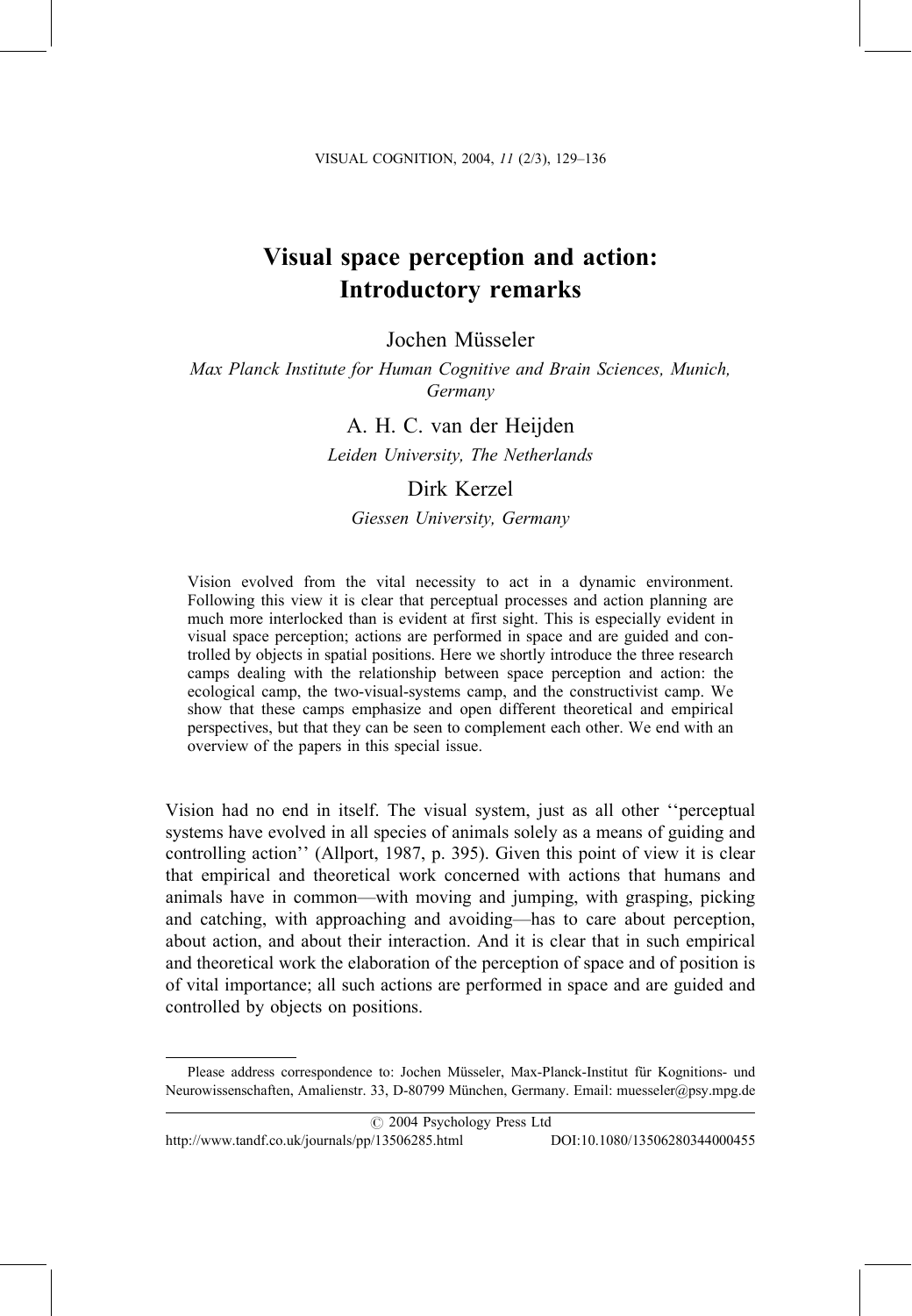# Visual space perception and action: Introductory remarks

Jochen Müsseler

*Max Planck Institute for Human Cognitive and Brain Sciences, Munich, Germany*

A. H. C. van der Heijden

*Leiden University, The Netherlands*

Dirk Kerzel

*Giessen University, Germany*

Vision evolved from the vital necessity to act in a dynamic environment. Following this view it is clear that perceptual processes and action planning are much more interlocked than is evident at first sight. This is especially evident in visual space perception; actions are performed in space and are guided and controlled by objects in spatial positions. Here we shortly introduce the three research camps dealing with the relationship between space perception and action: the ecological camp, the two-visual-systems camp, and the constructivist camp. We show that these camps emphasize and open different theoretical and empirical perspectives, but that they can be seen to complement each other. We end with an overview of the papers in this special issue.

Vision had no end in itself. The visual system, just as all other ''perceptual systems have evolved in all species of animals solely as a means of guiding and controlling action'' (Allport, 1987, p. 395). Given this point of view it is clear that empirical and theoretical work concerned with actions that humans and animals have in common—with moving and jumping, with grasping, picking and catching, with approaching and avoiding—has to care about perception, about action, and about their interaction. And it is clear that in such empirical and theoretical work the elaboration of the perception of space and of position is of vital importance; all such actions are performed in space and are guided and controlled by objects on positions.

Please address correspondence to: Jochen Müsseler, Max-Planck-Institut für Kognitions- und Neurowissenschaften, Amalienstr. 33, D-80799 München, Germany. Email: muesseler@psy.mpg.de

© 2004 Psychology Press Ltd

http://www.tandf.co.uk/journals/pp/13506285.html DOI:10.1080/13506280344000455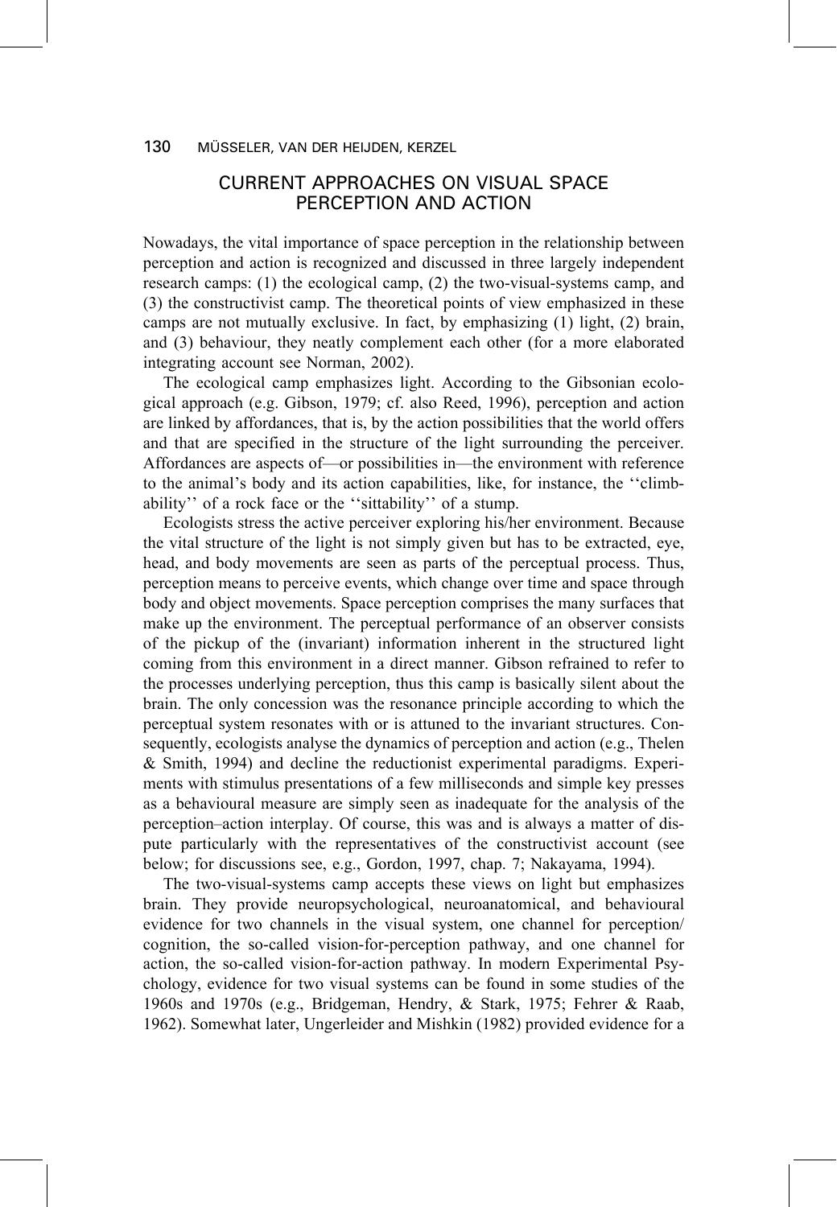## CURRENT APPROACHES ON VISUAL SPACE PERCEPTION AND ACTION

Nowadays, the vital importance of space perception in the relationship between perception and action is recognized and discussed in three largely independent research camps: (1) the ecological camp, (2) the two-visual-systems camp, and (3) the constructivist camp. The theoretical points of view emphasized in these camps are not mutually exclusive. In fact, by emphasizing (1) light, (2) brain, and (3) behaviour, they neatly complement each other (for a more elaborated integrating account see Norman, 2002).

The ecological camp emphasizes light. According to the Gibsonian ecological approach (e.g. Gibson, 1979; cf. also Reed, 1996), perception and action are linked by affordances, that is, by the action possibilities that the world offers and that are specified in the structure of the light surrounding the perceiver. Affordances are aspects of—or possibilities in—the environment with reference to the animal's body and its action capabilities, like, for instance, the ''climbability'' of a rock face or the ''sittability'' of a stump.

Ecologists stress the active perceiver exploring his/her environment. Because the vital structure of the light is not simply given but has to be extracted, eye, head, and body movements are seen as parts of the perceptual process. Thus, perception means to perceive events, which change over time and space through body and object movements. Space perception comprises the many surfaces that make up the environment. The perceptual performance of an observer consists of the pickup of the (invariant) information inherent in the structured light coming from this environment in a direct manner. Gibson refrained to refer to the processes underlying perception, thus this camp is basically silent about the brain. The only concession was the resonance principle according to which the perceptual system resonates with or is attuned to the invariant structures. Consequently, ecologists analyse the dynamics of perception and action (e.g., Thelen & Smith, 1994) and decline the reductionist experimental paradigms. Experiments with stimulus presentations of a few milliseconds and simple key presses as a behavioural measure are simply seen as inadequate for the analysis of the perception–action interplay. Of course, this was and is always a matter of dispute particularly with the representatives of the constructivist account (see below; for discussions see, e.g., Gordon, 1997, chap. 7; Nakayama, 1994).

The two-visual-systems camp accepts these views on light but emphasizes brain. They provide neuropsychological, neuroanatomical, and behavioural evidence for two channels in the visual system, one channel for perception/cognition, the so-called vision-for-perception pathway, and one channel for action, the so-called vision-for-action pathway. In modern Experimental Psychology, evidence for two visual systems can be found in some studies of the 1960s and 1970s (e.g., Bridgeman, Hendry, & Stark, 1975; Fehrer & Raab, 1962). Somewhat later, Ungerleider and Mishkin (1982) provided evidence for a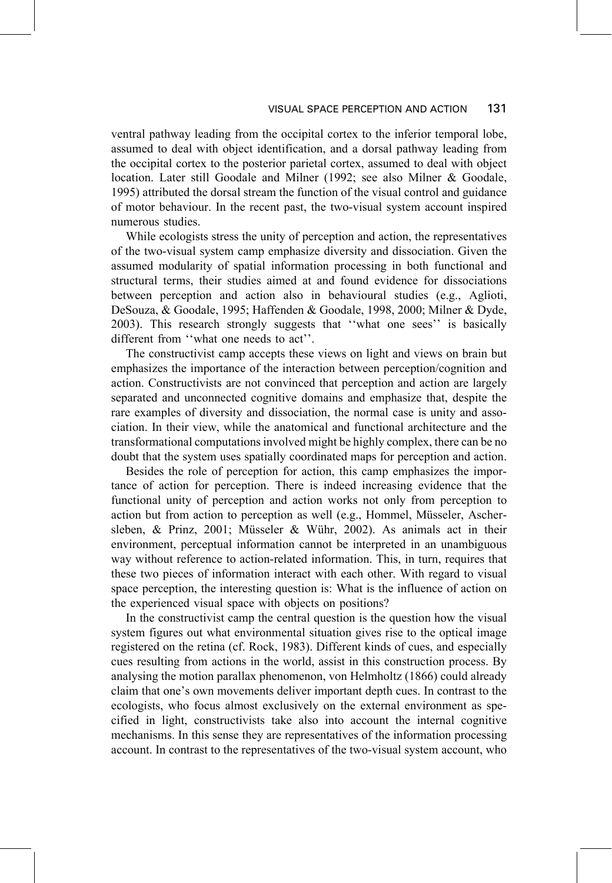ventral pathway leading from the occipital cortex to the inferior temporal lobe, assumed to deal with object identification, and a dorsal pathway leading from the occipital cortex to the posterior parietal cortex, assumed to deal with object location. Later still Goodale and Milner (1992; see also Milner & Goodale, 1995) attributed the dorsal stream the function of the visual control and guidance of motor behaviour. In the recent past, the two-visual system account inspired numerous studies.

While ecologists stress the unity of perception and action, the representatives of the two-visual system camp emphasize diversity and dissociation. Given the assumed modularity of spatial information processing in both functional and structural terms, their studies aimed at and found evidence for dissociations between perception and action also in behavioural studies (e.g., Aglioti, DeSouza, & Goodale, 1995; Haffenden & Goodale, 1998, 2000; Milner & Dyde, 2003). This research strongly suggests that ''what one sees'' is basically different from ''what one needs to act''.

The constructivist camp accepts these views on light and views on brain but emphasizes the importance of the interaction between perception/cognition and action. Constructivists are not convinced that perception and action are largely separated and unconnected cognitive domains and emphasize that, despite the rare examples of diversity and dissociation, the normal case is unity and association. In their view, while the anatomical and functional architecture and the transformational computations involved might be highly complex, there can be no doubt that the system uses spatially coordinated maps for perception and action.

Besides the role of perception for action, this camp emphasizes the importance of action for perception. There is indeed increasing evidence that the functional unity of perception and action works not only from perception to action but from action to perception as well (e.g., Hommel, Müsseler, Aschersleben, & Prinz, 2001; Müsseler & Wühr, 2002). As animals act in their environment, perceptual information cannot be interpreted in an unambiguous way without reference to action-related information. This, in turn, requires that these two pieces of information interact with each other. With regard to visual space perception, the interesting question is: What is the influence of action on the experienced visual space with objects on positions?

In the constructivist camp the central question is the question how the visual system figures out what environmental situation gives rise to the optical image registered on the retina (cf. Rock, 1983). Different kinds of cues, and especially cues resulting from actions in the world, assist in this construction process. By analysing the motion parallax phenomenon, von Helmholtz (1866) could already claim that one's own movements deliver important depth cues. In contrast to the ecologists, who focus almost exclusively on the external environment as specified in light, constructivists take also into account the internal cognitive mechanisms. In this sense they are representatives of the information processing account. In contrast to the representatives of the two-visual system account, who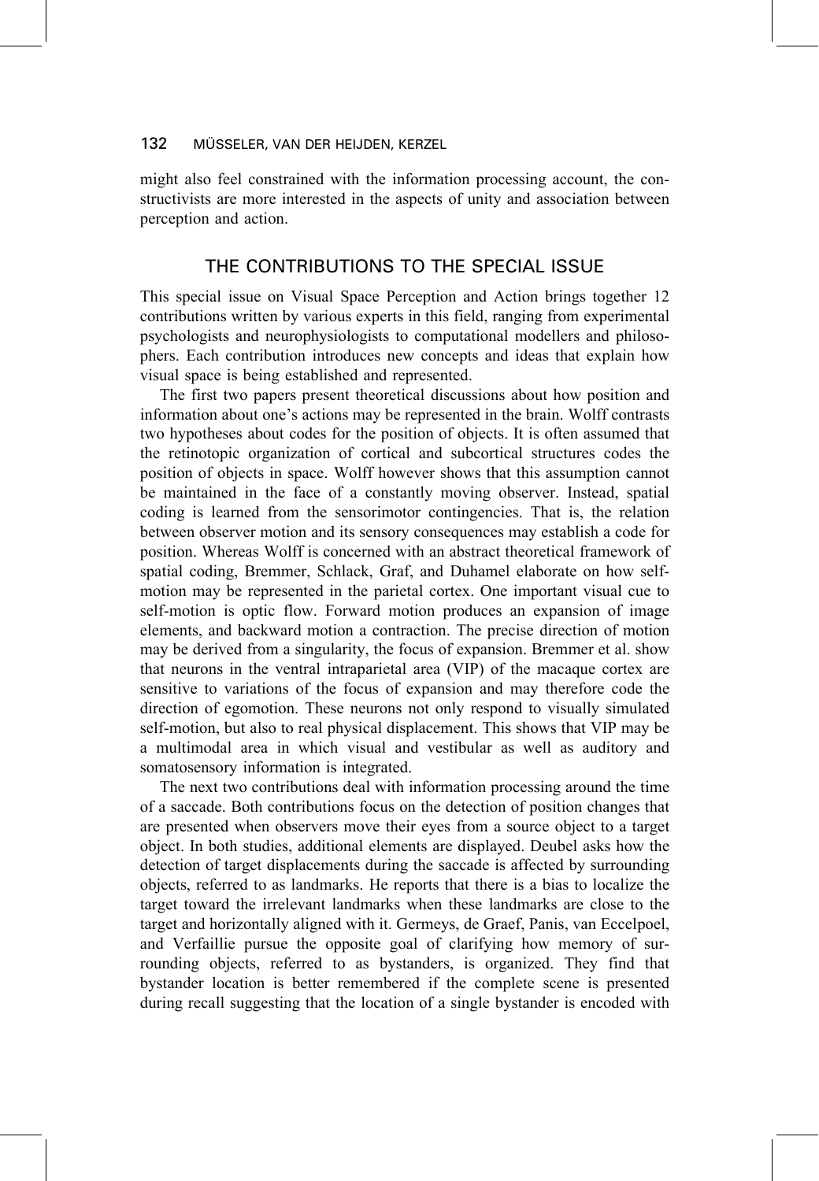might also feel constrained with the information processing account, the constructivists are more interested in the aspects of unity and association between perception and action.

## THE CONTRIBUTIONS TO THE SPECIAL ISSUE

This special issue on Visual Space Perception and Action brings together 12 contributions written by various experts in this field, ranging from experimental psychologists and neurophysiologists to computational modellers and philosophers. Each contribution introduces new concepts and ideas that explain how visual space is being established and represented.

The first two papers present theoretical discussions about how position and information about one's actions may be represented in the brain. Wolff contrasts two hypotheses about codes for the position of objects. It is often assumed that the retinotopic organization of cortical and subcortical structures codes the position of objects in space. Wolff however shows that this assumption cannot be maintained in the face of a constantly moving observer. Instead, spatial coding is learned from the sensorimotor contingencies. That is, the relation between observer motion and its sensory consequences may establish a code for position. Whereas Wolff is concerned with an abstract theoretical framework of spatial coding, Bremmer, Schlack, Graf, and Duhamel elaborate on how self-motion may be represented in the parietal cortex. One important visual cue to self-motion is optic flow. Forward motion produces an expansion of image elements, and backward motion a contraction. The precise direction of motion may be derived from a singularity, the focus of expansion. Bremmer et al. show that neurons in the ventral intraparietal area (VIP) of the macaque cortex are sensitive to variations of the focus of expansion and may therefore code the direction of egomotion. These neurons not only respond to visually simulated self-motion, but also to real physical displacement. This shows that VIP may be a multimodal area in which visual and vestibular as well as auditory and somatosensory information is integrated.

The next two contributions deal with information processing around the time of a saccade. Both contributions focus on the detection of position changes that are presented when observers move their eyes from a source object to a target object. In both studies, additional elements are displayed. Deubel asks how the detection of target displacements during the saccade is affected by surrounding objects, referred to as landmarks. He reports that there is a bias to localize the target toward the irrelevant landmarks when these landmarks are close to the target and horizontally aligned with it. Germeys, de Graef, Panis, van Eccelpoel, and Verfaillie pursue the opposite goal of clarifying how memory of surrounding objects, referred to as bystanders, is organized. They find that bystander location is better remembered if the complete scene is presented during recall suggesting that the location of a single bystander is encoded with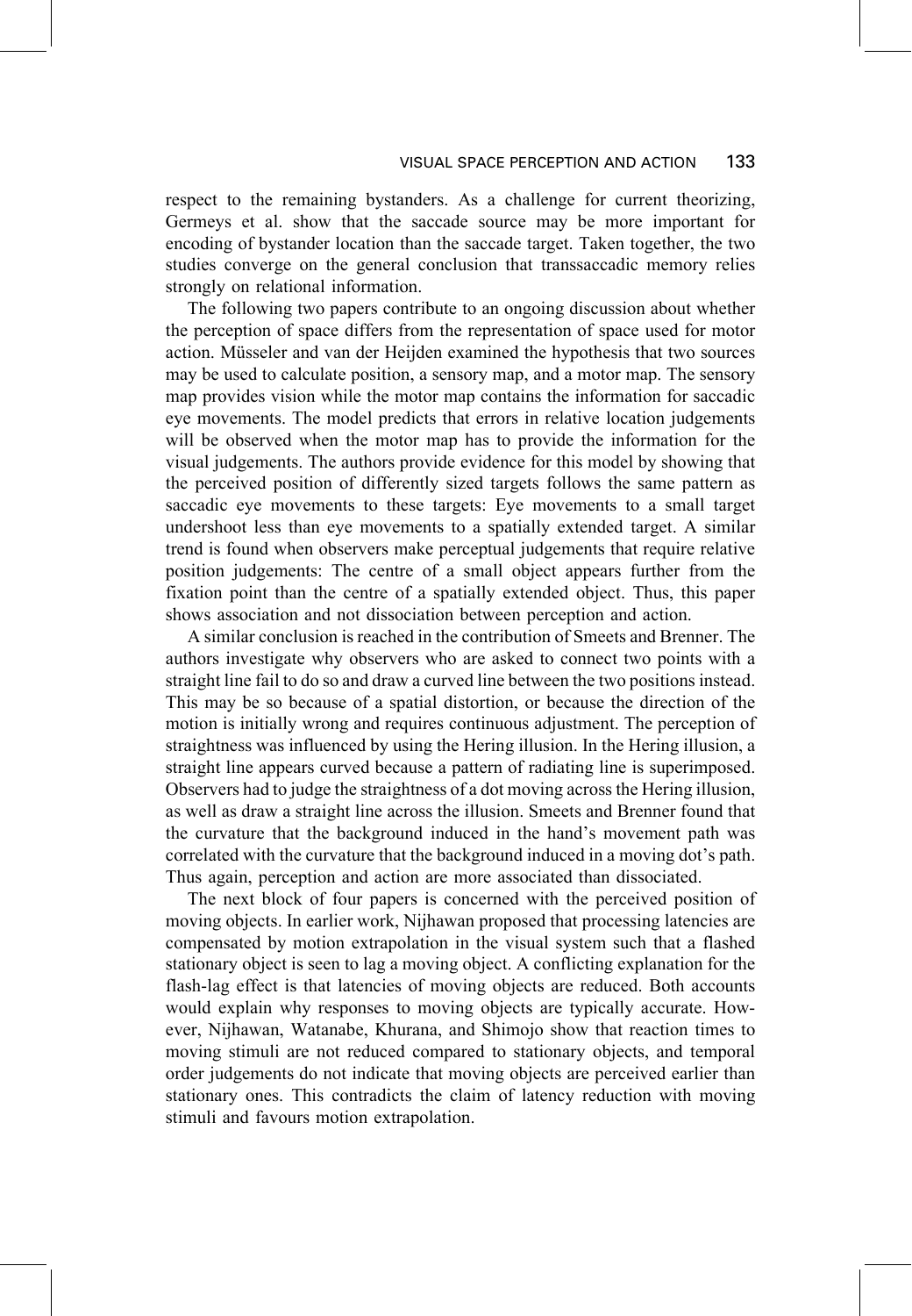respect to the remaining bystanders. As a challenge for current theorizing, Germeys et al. show that the saccade source may be more important for encoding of bystander location than the saccade target. Taken together, the two studies converge on the general conclusion that transsaccadic memory relies strongly on relational information.

The following two papers contribute to an ongoing discussion about whether the perception of space differs from the representation of space used for motor action. Müsseler and van der Heijden examined the hypothesis that two sources may be used to calculate position, a sensory map, and a motor map. The sensory map provides vision while the motor map contains the information for saccadic eye movements. The model predicts that errors in relative location judgements will be observed when the motor map has to provide the information for the visual judgements. The authors provide evidence for this model by showing that the perceived position of differently sized targets follows the same pattern as saccadic eye movements to these targets: Eye movements to a small target undershoot less than eye movements to a spatially extended target. A similar trend is found when observers make perceptual judgements that require relative position judgements: The centre of a small object appears further from the fixation point than the centre of a spatially extended object. Thus, this paper shows association and not dissociation between perception and action.

A similar conclusion is reached in the contribution of Smeets and Brenner. The authors investigate why observers who are asked to connect two points with a straight line fail to do so and draw a curved line between the two positions instead. This may be so because of a spatial distortion, or because the direction of the motion is initially wrong and requires continuous adjustment. The perception of straightness was influenced by using the Hering illusion. In the Hering illusion, a straight line appears curved because a pattern of radiating line is superimposed. Observers had to judge the straightness of a dot moving across the Hering illusion, as well as draw a straight line across the illusion. Smeets and Brenner found that the curvature that the background induced in the hand's movement path was correlated with the curvature that the background induced in a moving dot's path. Thus again, perception and action are more associated than dissociated.

The next block of four papers is concerned with the perceived position of moving objects. In earlier work, Nijhawan proposed that processing latencies are compensated by motion extrapolation in the visual system such that a flashed stationary object is seen to lag a moving object. A conflicting explanation for the flash-lag effect is that latencies of moving objects are reduced. Both accounts would explain why responses to moving objects are typically accurate. However, Nijhawan, Watanabe, Khurana, and Shimojo show that reaction times to moving stimuli are not reduced compared to stationary objects, and temporal order judgements do not indicate that moving objects are perceived earlier than stationary ones. This contradicts the claim of latency reduction with moving stimuli and favours motion extrapolation.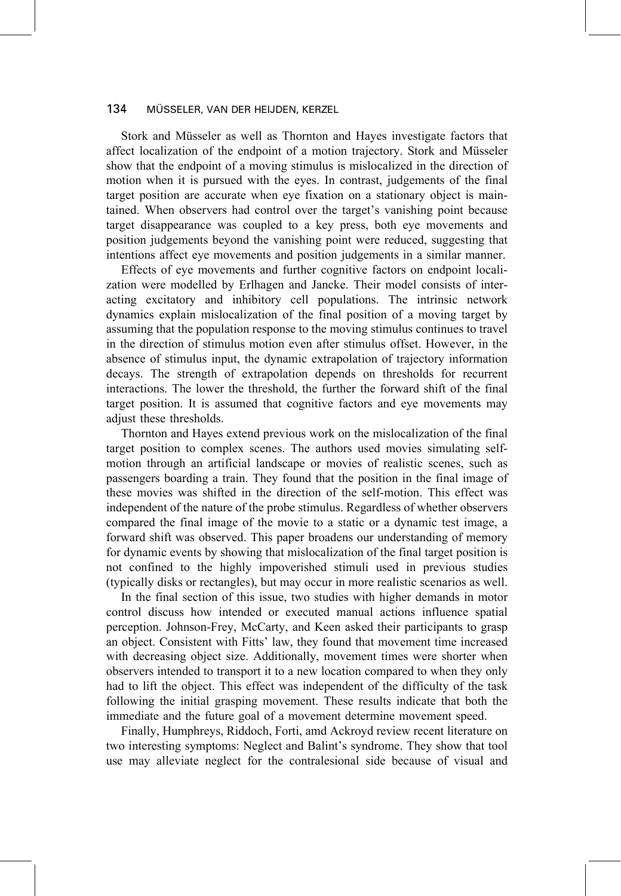Stork and Müsseler as well as Thornton and Hayes investigate factors that affect localization of the endpoint of a motion trajectory. Stork and Müsseler show that the endpoint of a moving stimulus is mislocalized in the direction of motion when it is pursued with the eyes. In contrast, judgements of the final target position are accurate when eye fixation on a stationary object is maintained. When observers had control over the target's vanishing point because target disappearance was coupled to a key press, both eye movements and position judgements beyond the vanishing point were reduced, suggesting that intentions affect eye movements and position judgements in a similar manner.

Effects of eye movements and further cognitive factors on endpoint localization were modelled by Erlhagen and Jancke. Their model consists of interacting excitatory and inhibitory cell populations. The intrinsic network dynamics explain mislocalization of the final position of a moving target by assuming that the population response to the moving stimulus continues to travel in the direction of stimulus motion even after stimulus offset. However, in the absence of stimulus input, the dynamic extrapolation of trajectory information decays. The strength of extrapolation depends on thresholds for recurrent interactions. The lower the threshold, the further the forward shift of the final target position. It is assumed that cognitive factors and eye movements may adjust these thresholds.

Thornton and Hayes extend previous work on the mislocalization of the final target position to complex scenes. The authors used movies simulating self-motion through an artificial landscape or movies of realistic scenes, such as passengers boarding a train. They found that the position in the final image of these movies was shifted in the direction of the self-motion. This effect was independent of the nature of the probe stimulus. Regardless of whether observers compared the final image of the movie to a static or a dynamic test image, a forward shift was observed. This paper broadens our understanding of memory for dynamic events by showing that mislocalization of the final target position is not confined to the highly impoverished stimuli used in previous studies (typically disks or rectangles), but may occur in more realistic scenarios as well.

In the final section of this issue, two studies with higher demands in motor control discuss how intended or executed manual actions influence spatial perception. Johnson-Frey, McCarty, and Keen asked their participants to grasp an object. Consistent with Fitts' law, they found that movement time increased with decreasing object size. Additionally, movement times were shorter when observers intended to transport it to a new location compared to when they only had to lift the object. This effect was independent of the difficulty of the task following the initial grasping movement. These results indicate that both the immediate and the future goal of a movement determine movement speed.

Finally, Humphreys, Riddoch, Forti, amd Ackroyd review recent literature on two interesting symptoms: Neglect and Balint's syndrome. They show that tool use may alleviate neglect for the contralesional side because of visual and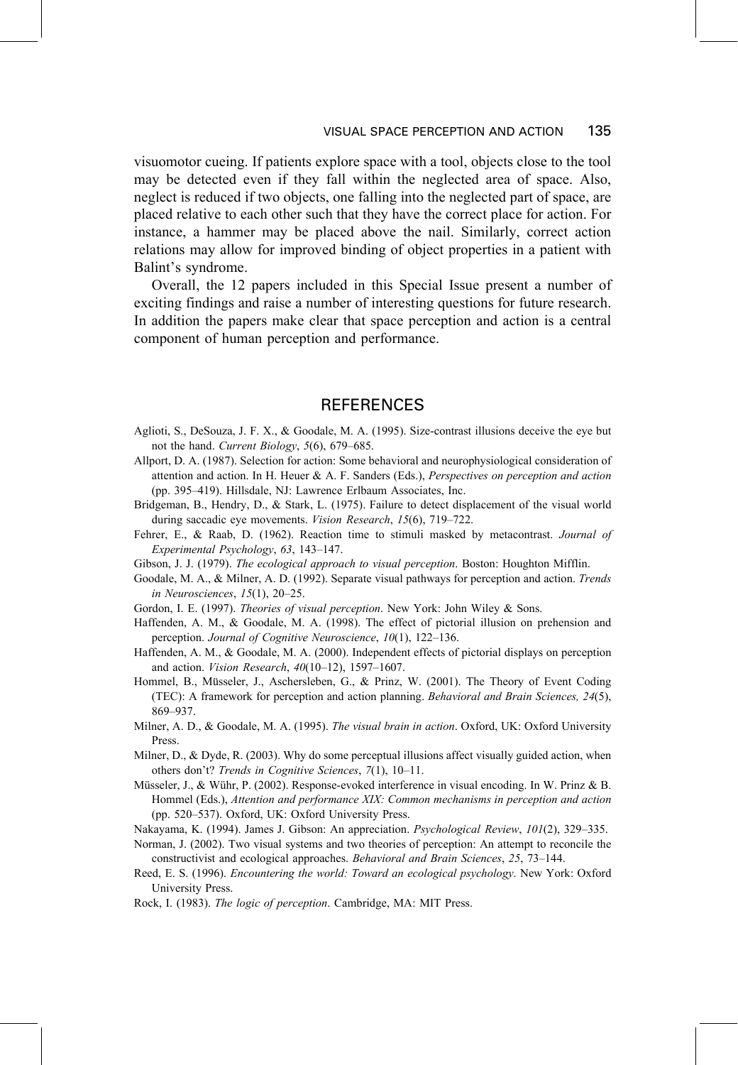visuomotor cueing. If patients explore space with a tool, objects close to the tool may be detected even if they fall within the neglected area of space. Also, neglect is reduced if two objects, one falling into the neglected part of space, are placed relative to each other such that they have the correct place for action. For instance, a hammer may be placed above the nail. Similarly, correct action relations may allow for improved binding of object properties in a patient with Balint's syndrome.

Overall, the 12 papers included in this Special Issue present a number of exciting findings and raise a number of interesting questions for future research. In addition the papers make clear that space perception and action is a central component of human perception and performance.

## REFERENCES

Aglioti, S., DeSouza, J. F. X., & Goodale, M. A. (1995). Size-contrast illusions deceive the eye but not the hand. *Current Biology*, *5*(6), 679–685.

Allport, D. A. (1987). Selection for action: Some behavioral and neurophysiological consideration of attention and action. In H. Heuer & A. F. Sanders (Eds.), *Perspectives on perception and action* (pp. 395–419). Hillsdale, NJ: Lawrence Erlbaum Associates, Inc.

Bridgeman, B., Hendry, D., & Stark, L. (1975). Failure to detect displacement of the visual world during saccadic eye movements. *Vision Research*, *15*(6), 719–722.

Fehrer, E., & Raab, D. (1962). Reaction time to stimuli masked by metacontrast. *Journal of Experimental Psychology*, *63*, 143–147.

Gibson, J. J. (1979). *The ecological approach to visual perception*. Boston: Houghton Mifflin.

Goodale, M. A., & Milner, A. D. (1992). Separate visual pathways for perception and action. *Trends in Neurosciences*, *15*(1), 20–25.

Gordon, I. E. (1997). *Theories of visual perception*. New York: John Wiley & Sons.

Haffenden, A. M., & Goodale, M. A. (1998). The effect of pictorial illusion on prehension and perception. *Journal of Cognitive Neuroscience*, *10*(1), 122–136.

Haffenden, A. M., & Goodale, M. A. (2000). Independent effects of pictorial displays on perception and action. *Vision Research*, *40*(10–12), 1597–1607.

Hommel, B., Müsseler, J., Aschersleben, G., & Prinz, W. (2001). The Theory of Event Coding (TEC): A framework for perception and action planning. *Behavioral and Brain Sciences, 24*(5), 869–937.

Milner, A. D., & Goodale, M. A. (1995). *The visual brain in action*. Oxford, UK: Oxford University Press.

Milner, D., & Dyde, R. (2003). Why do some perceptual illusions affect visually guided action, when others don't? *Trends in Cognitive Sciences*, *7*(1), 10–11.

Müsseler, J., & Wühr, P. (2002). Response-evoked interference in visual encoding. In W. Prinz & B. Hommel (Eds.), *Attention and performance XIX: Common mechanisms in perception and action* (pp. 520–537). Oxford, UK: Oxford University Press.

Nakayama, K. (1994). James J. Gibson: An appreciation. *Psychological Review*, *101*(2), 329–335.

Norman, J. (2002). Two visual systems and two theories of perception: An attempt to reconcile the constructivist and ecological approaches. *Behavioral and Brain Sciences*, *25*, 73–144.

Reed, E. S. (1996). *Encountering the world: Toward an ecological psychology*. New York: Oxford University Press.

Rock, I. (1983). *The logic of perception*. Cambridge, MA: MIT Press.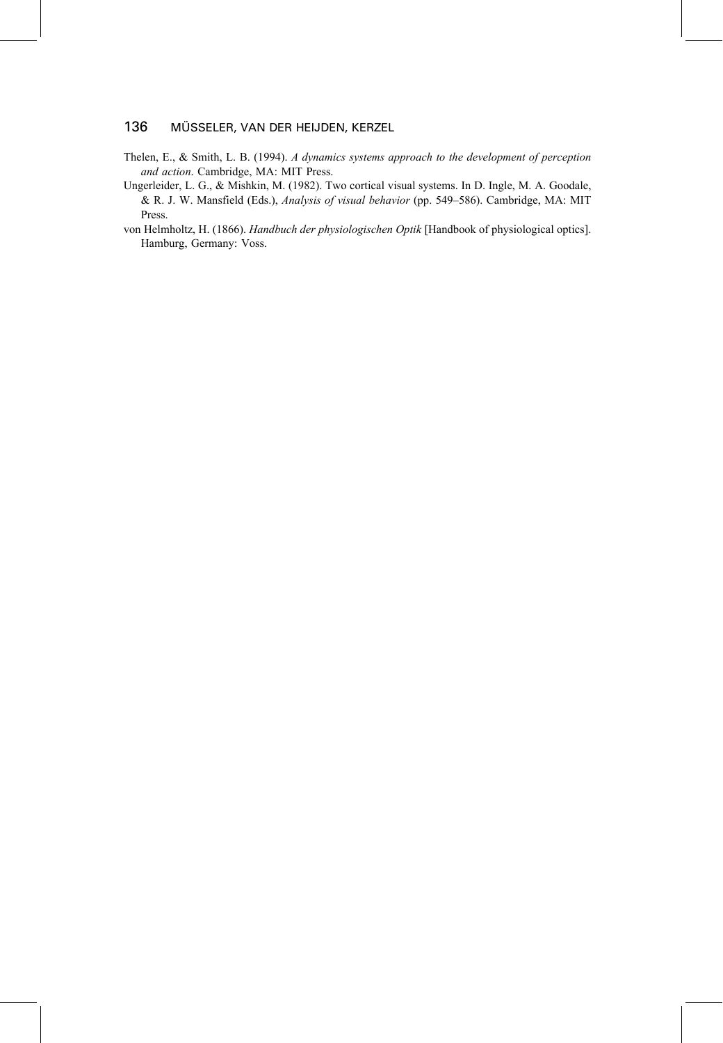Thelen, E., & Smith, L. B. (1994). *A dynamics systems approach to the development of perception and action*. Cambridge, MA: MIT Press.

Ungerleider, L. G., & Mishkin, M. (1982). Two cortical visual systems. In D. Ingle, M. A. Goodale, & R. J. W. Mansfield (Eds.), *Analysis of visual behavior* (pp. 549–586). Cambridge, MA: MIT Press.

von Helmholtz, H. (1866). *Handbuch der physiologischen Optik* [Handbook of physiological optics]. Hamburg, Germany: Voss.